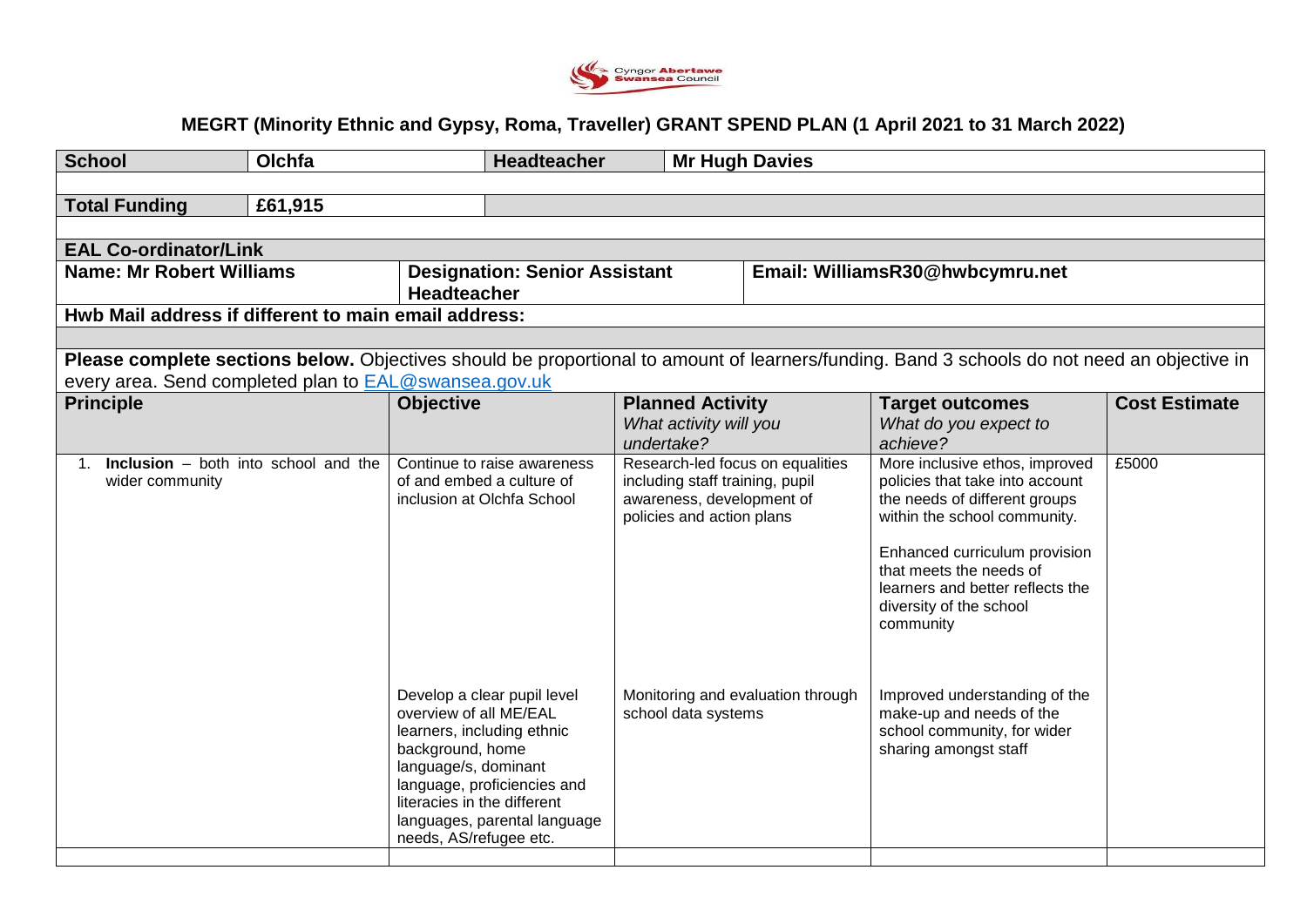# MEGRT (Minority Ethnic and Gypsy, Roma, Traveller) GRANT SPEND PLAN (1 April 2021 to 31 March 2022)

| **School** | **Olchfa** | **Headteacher** | **Mr Hugh Davies** |
|---|---|---|---|
| **Total Funding** | **£61,915** | | |

| **EAL Co-ordinator/Link** | | |
|---|---|---|
| **Name: Mr Robert Williams** | **Designation: Senior Assistant Headteacher** | **Email: WilliamsR30@hwbcymru.net** |
| **Hwb Mail address if different to main email address:** | | |

**Please complete sections below.** Objectives should be proportional to amount of learners/funding. Band 3 schools do not need an objective in every area. Send completed plan to EAL@swansea.gov.uk

| **Principle** | **Objective** | **Planned Activity** *What activity will you undertake?* | **Target outcomes** *What do you expect to achieve?* | **Cost Estimate** |
|---|---|---|---|---|
| 1. **Inclusion** – both into school and the wider community | Continue to raise awareness of and embed a culture of inclusion at Olchfa School | Research-led focus on equalities including staff training, pupil awareness, development of policies and action plans | More inclusive ethos, improved policies that take into account the needs of different groups within the school community.<br><br>Enhanced curriculum provision that meets the needs of learners and better reflects the diversity of the school community | £5000 |
| | Develop a clear pupil level overview of all ME/EAL learners, including ethnic background, home language/s, dominant language, proficiencies and literacies in the different languages, parental language needs, AS/refugee etc. | Monitoring and evaluation through school data systems | Improved understanding of the make-up and needs of the school community, for wider sharing amongst staff | |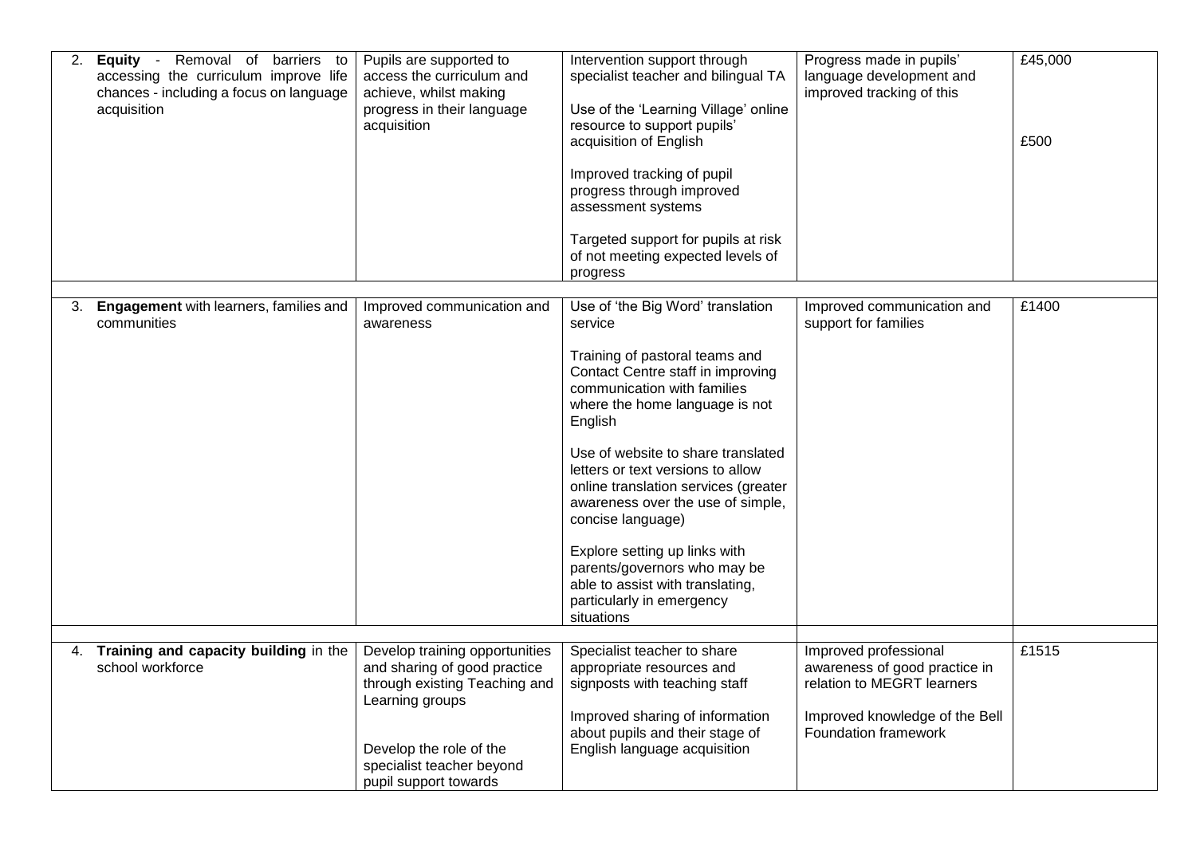| | | | | |
|---|---|---|---|---|
| 2. **Equity** - Removal of barriers to accessing the curriculum improve life chances - including a focus on language acquisition | Pupils are supported to access the curriculum and achieve, whilst making progress in their language acquisition | Intervention support through specialist teacher and bilingual TA<br><br>Use of the 'Learning Village' online resource to support pupils' acquisition of English<br><br>Improved tracking of pupil progress through improved assessment systems<br><br>Targeted support for pupils at risk of not meeting expected levels of progress | Progress made in pupils' language development and improved tracking of this | £45,000<br><br>£500 |
| | | | | |
| 3. **Engagement** with learners, families and communities | Improved communication and awareness | Use of 'the Big Word' translation service<br><br>Training of pastoral teams and Contact Centre staff in improving communication with families where the home language is not English<br><br>Use of website to share translated letters or text versions to allow online translation services (greater awareness over the use of simple, concise language)<br><br>Explore setting up links with parents/governors who may be able to assist with translating, particularly in emergency situations | Improved communication and support for families | £1400 |
| | | | | |
| 4. **Training and capacity building** in the school workforce | Develop training opportunities and sharing of good practice through existing Teaching and Learning groups<br><br>Develop the role of the specialist teacher beyond pupil support towards | Specialist teacher to share appropriate resources and signposts with teaching staff<br><br>Improved sharing of information about pupils and their stage of English language acquisition | Improved professional awareness of good practice in relation to MEGRT learners<br><br>Improved knowledge of the Bell Foundation framework | £1515 |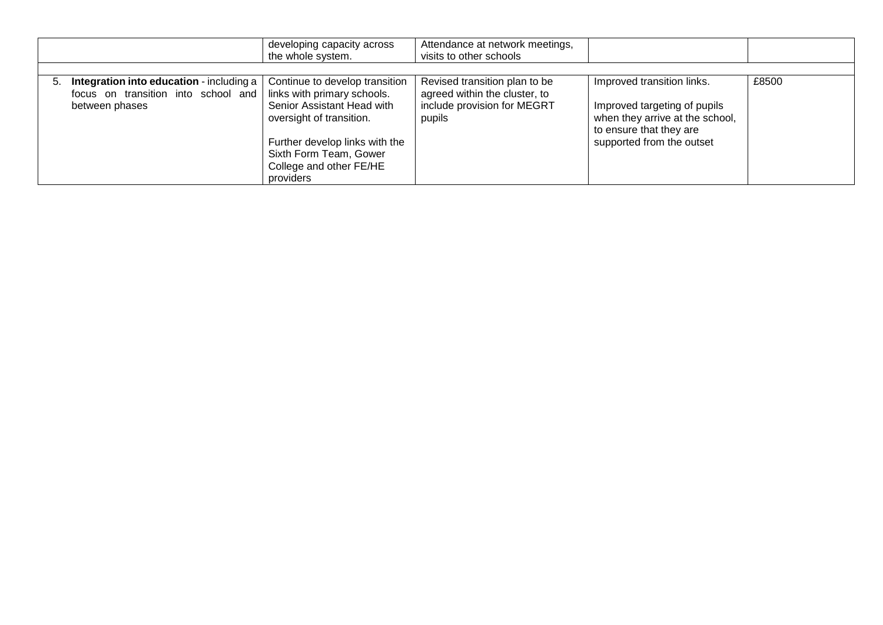| | | | | |
|---|---|---|---|---|
| | developing capacity across the whole system. | Attendance at network meetings, visits to other schools | | |
| | | | | |
| 5. **Integration into education** - including a focus on transition into school and between phases | Continue to develop transition links with primary schools. Senior Assistant Head with oversight of transition.<br><br>Further develop links with the Sixth Form Team, Gower College and other FE/HE providers | Revised transition plan to be agreed within the cluster, to include provision for MEGRT pupils | Improved transition links.<br><br>Improved targeting of pupils when they arrive at the school, to ensure that they are supported from the outset | £8500 |